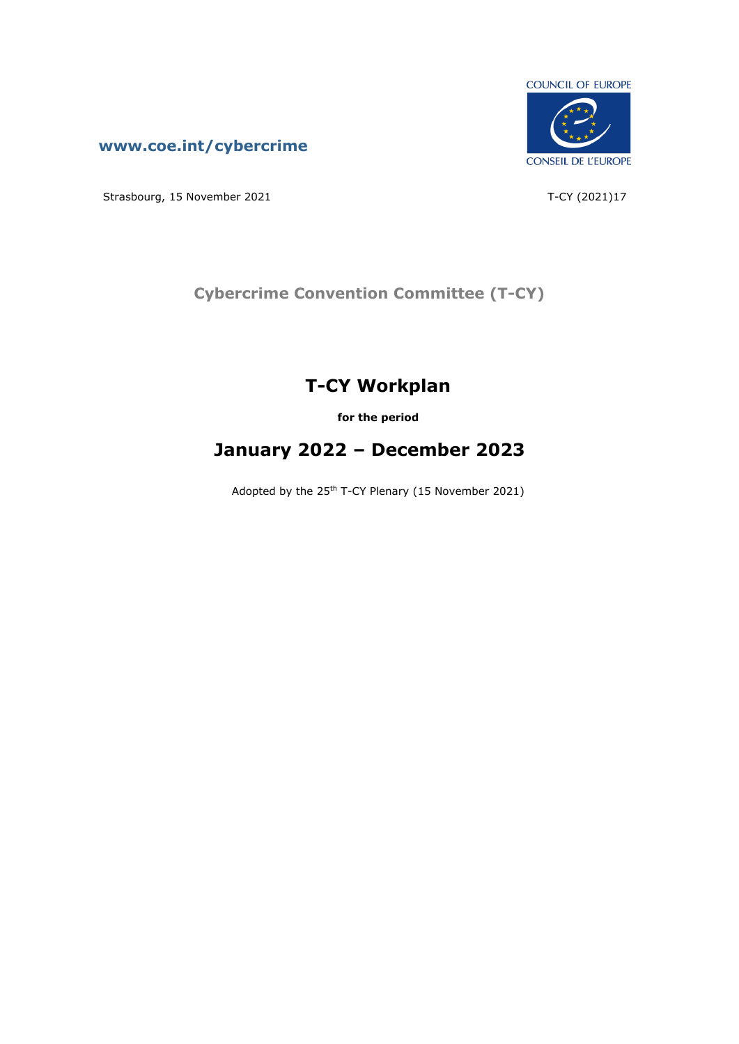COUNCIL OF EUROPE

CONSEIL DE L'EUROPE

www.coe.int/cybercrime

Strasbourg, 15 November 2021

T-CY (2021)17

**Cybercrime Convention Committee (T-CY)**

# T-CY Workplan

**for the period**

# January 2022 – December 2023

Adopted by the 25th T-CY Plenary (15 November 2021)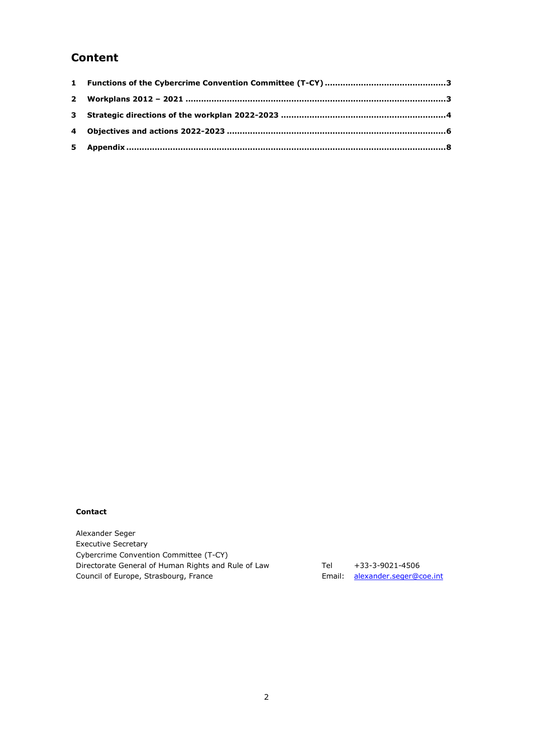## Content

1 Functions of the Cybercrime Convention Committee (T-CY) ..... 3
2 Workplans 2012 – 2021 ..... 3
3 Strategic directions of the workplan 2022-2023 ..... 4
4 Objectives and actions 2022-2023 ..... 6
5 Appendix ..... 8

**Contact**

Alexander Seger
Executive Secretary
Cybercrime Convention Committee (T-CY)
Directorate General of Human Rights and Rule of Law
Council of Europe, Strasbourg, France

Tel +33-3-9021-4506
Email: alexander.seger@coe.int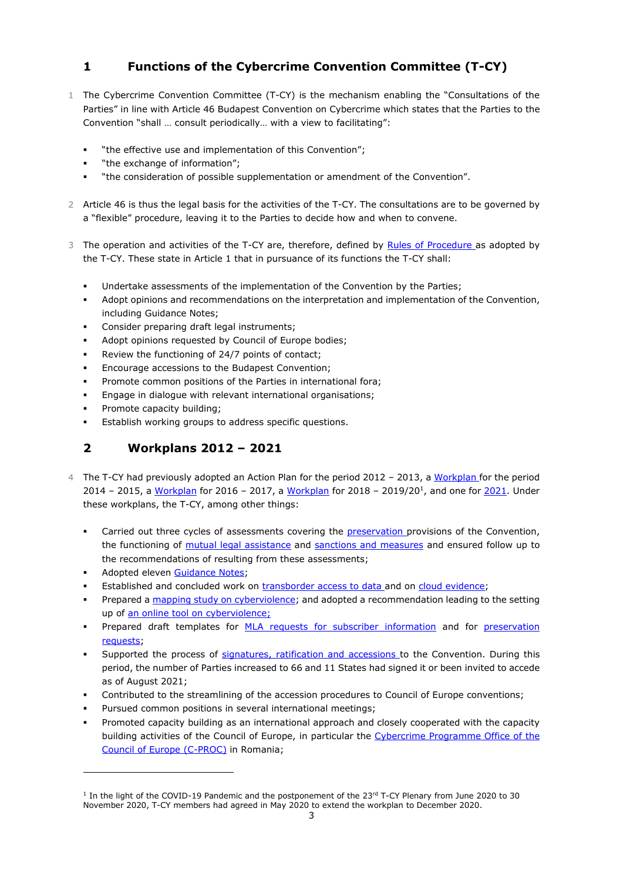## 1 Functions of the Cybercrime Convention Committee (T-CY)

1 The Cybercrime Convention Committee (T-CY) is the mechanism enabling the "Consultations of the Parties" in line with Article 46 Budapest Convention on Cybercrime which states that the Parties to the Convention "shall … consult periodically… with a view to facilitating":

- "the effective use and implementation of this Convention";
- "the exchange of information";
- "the consideration of possible supplementation or amendment of the Convention".

2 Article 46 is thus the legal basis for the activities of the T-CY. The consultations are to be governed by a "flexible" procedure, leaving it to the Parties to decide how and when to convene.

3 The operation and activities of the T-CY are, therefore, defined by Rules of Procedure as adopted by the T-CY. These state in Article 1 that in pursuance of its functions the T-CY shall:

- Undertake assessments of the implementation of the Convention by the Parties;
- Adopt opinions and recommendations on the interpretation and implementation of the Convention, including Guidance Notes;
- Consider preparing draft legal instruments;
- Adopt opinions requested by Council of Europe bodies;
- Review the functioning of 24/7 points of contact;
- Encourage accessions to the Budapest Convention;
- Promote common positions of the Parties in international fora;
- Engage in dialogue with relevant international organisations;
- Promote capacity building;
- Establish working groups to address specific questions.

## 2 Workplans 2012 – 2021

4 The T-CY had previously adopted an Action Plan for the period 2012 – 2013, a Workplan for the period 2014 – 2015, a Workplan for 2016 – 2017, a Workplan for 2018 – 2019/20[1], and one for 2021. Under these workplans, the T-CY, among other things:

- Carried out three cycles of assessments covering the preservation provisions of the Convention, the functioning of mutual legal assistance and sanctions and measures and ensured follow up to the recommendations of resulting from these assessments;
- Adopted eleven Guidance Notes;
- Established and concluded work on transborder access to data and on cloud evidence;
- Prepared a mapping study on cyberviolence; and adopted a recommendation leading to the setting up of an online tool on cyberviolence;
- Prepared draft templates for MLA requests for subscriber information and for preservation requests;
- Supported the process of signatures, ratification and accessions to the Convention. During this period, the number of Parties increased to 66 and 11 States had signed it or been invited to accede as of August 2021;
- Contributed to the streamlining of the accession procedures to Council of Europe conventions;
- Pursued common positions in several international meetings;
- Promoted capacity building as an international approach and closely cooperated with the capacity building activities of the Council of Europe, in particular the Cybercrime Programme Office of the Council of Europe (C-PROC) in Romania;

---

[1] In the light of the COVID-19 Pandemic and the postponement of the 23rd T-CY Plenary from June 2020 to 30 November 2020, T-CY members had agreed in May 2020 to extend the workplan to December 2020.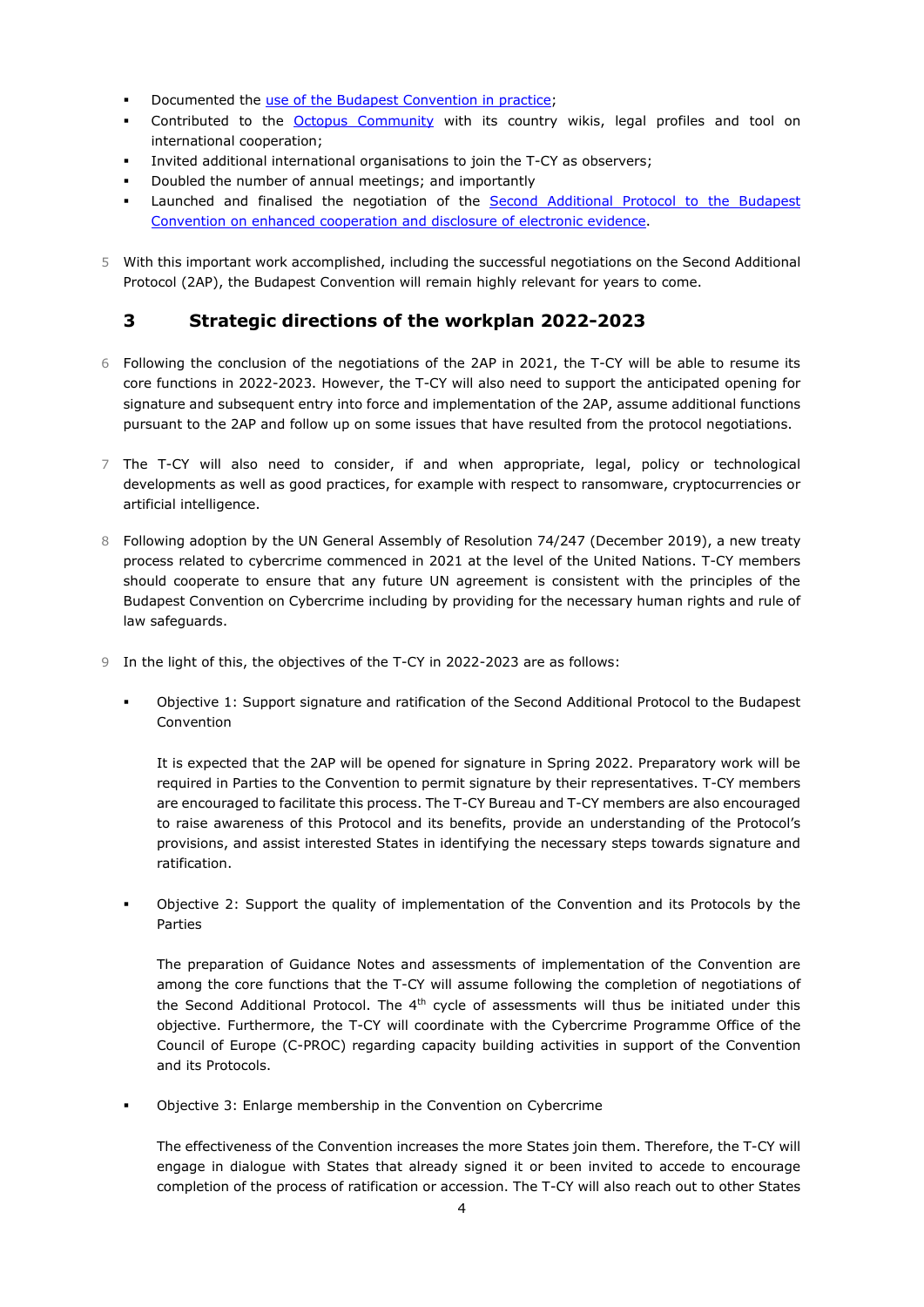- Documented the use of the Budapest Convention in practice;
- Contributed to the Octopus Community with its country wikis, legal profiles and tool on international cooperation;
- Invited additional international organisations to join the T-CY as observers;
- Doubled the number of annual meetings; and importantly
- Launched and finalised the negotiation of the Second Additional Protocol to the Budapest Convention on enhanced cooperation and disclosure of electronic evidence.

5 With this important work accomplished, including the successful negotiations on the Second Additional Protocol (2AP), the Budapest Convention will remain highly relevant for years to come.

## 3 Strategic directions of the workplan 2022-2023

6 Following the conclusion of the negotiations of the 2AP in 2021, the T-CY will be able to resume its core functions in 2022-2023. However, the T-CY will also need to support the anticipated opening for signature and subsequent entry into force and implementation of the 2AP, assume additional functions pursuant to the 2AP and follow up on some issues that have resulted from the protocol negotiations.

7 The T-CY will also need to consider, if and when appropriate, legal, policy or technological developments as well as good practices, for example with respect to ransomware, cryptocurrencies or artificial intelligence.

8 Following adoption by the UN General Assembly of Resolution 74/247 (December 2019), a new treaty process related to cybercrime commenced in 2021 at the level of the United Nations. T-CY members should cooperate to ensure that any future UN agreement is consistent with the principles of the Budapest Convention on Cybercrime including by providing for the necessary human rights and rule of law safeguards.

9 In the light of this, the objectives of the T-CY in 2022-2023 are as follows:

- Objective 1: Support signature and ratification of the Second Additional Protocol to the Budapest Convention

  It is expected that the 2AP will be opened for signature in Spring 2022. Preparatory work will be required in Parties to the Convention to permit signature by their representatives. T-CY members are encouraged to facilitate this process. The T-CY Bureau and T-CY members are also encouraged to raise awareness of this Protocol and its benefits, provide an understanding of the Protocol's provisions, and assist interested States in identifying the necessary steps towards signature and ratification.

- Objective 2: Support the quality of implementation of the Convention and its Protocols by the Parties

  The preparation of Guidance Notes and assessments of implementation of the Convention are among the core functions that the T-CY will assume following the completion of negotiations of the Second Additional Protocol. The 4th cycle of assessments will thus be initiated under this objective. Furthermore, the T-CY will coordinate with the Cybercrime Programme Office of the Council of Europe (C-PROC) regarding capacity building activities in support of the Convention and its Protocols.

- Objective 3: Enlarge membership in the Convention on Cybercrime

  The effectiveness of the Convention increases the more States join them. Therefore, the T-CY will engage in dialogue with States that already signed it or been invited to accede to encourage completion of the process of ratification or accession. The T-CY will also reach out to other States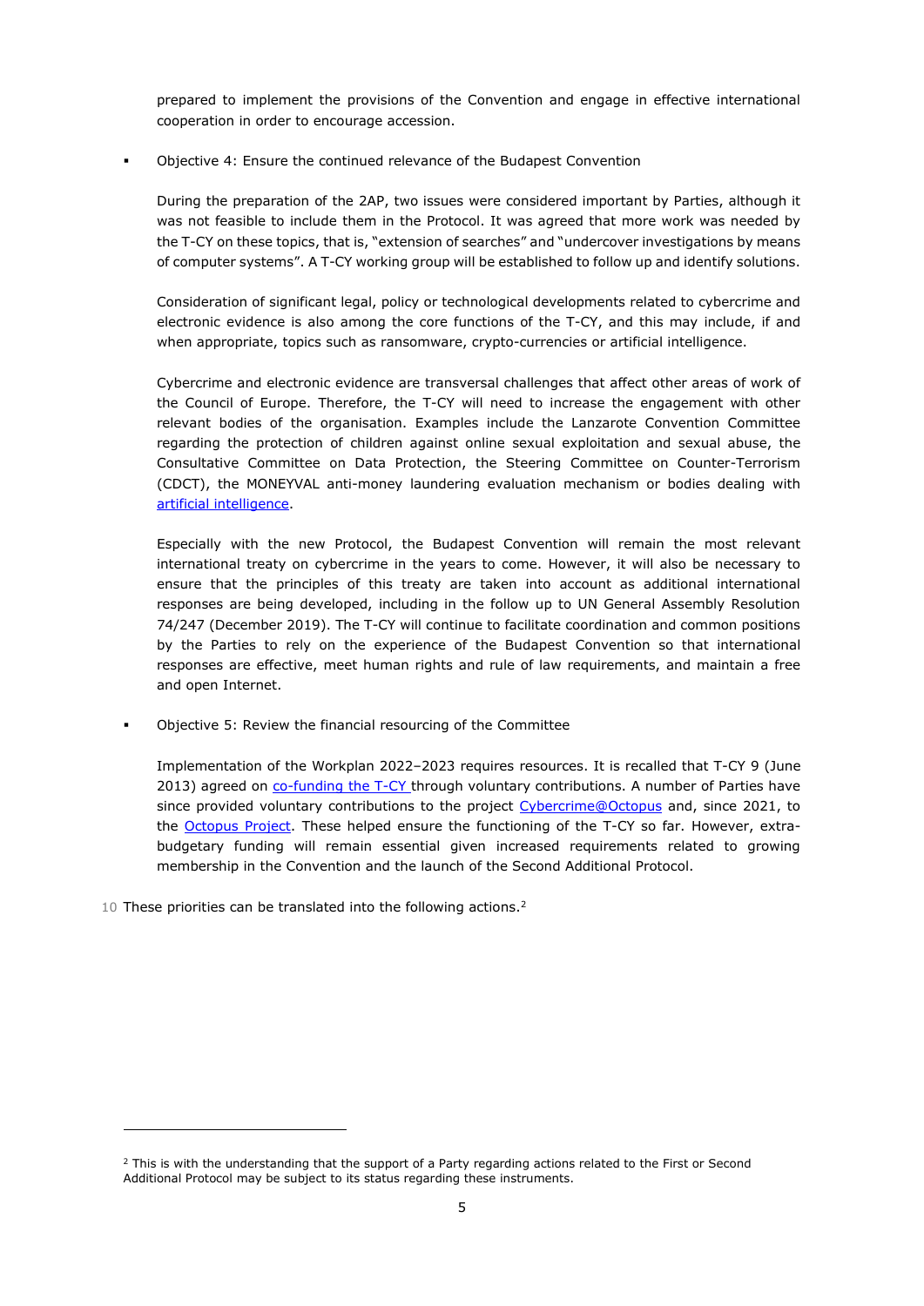prepared to implement the provisions of the Convention and engage in effective international cooperation in order to encourage accession.

- Objective 4: Ensure the continued relevance of the Budapest Convention

  During the preparation of the 2AP, two issues were considered important by Parties, although it was not feasible to include them in the Protocol. It was agreed that more work was needed by the T-CY on these topics, that is, "extension of searches" and "undercover investigations by means of computer systems". A T-CY working group will be established to follow up and identify solutions.

  Consideration of significant legal, policy or technological developments related to cybercrime and electronic evidence is also among the core functions of the T-CY, and this may include, if and when appropriate, topics such as ransomware, crypto-currencies or artificial intelligence.

  Cybercrime and electronic evidence are transversal challenges that affect other areas of work of the Council of Europe. Therefore, the T-CY will need to increase the engagement with other relevant bodies of the organisation. Examples include the Lanzarote Convention Committee regarding the protection of children against online sexual exploitation and sexual abuse, the Consultative Committee on Data Protection, the Steering Committee on Counter-Terrorism (CDCT), the MONEYVAL anti-money laundering evaluation mechanism or bodies dealing with artificial intelligence.

  Especially with the new Protocol, the Budapest Convention will remain the most relevant international treaty on cybercrime in the years to come. However, it will also be necessary to ensure that the principles of this treaty are taken into account as additional international responses are being developed, including in the follow up to UN General Assembly Resolution 74/247 (December 2019). The T-CY will continue to facilitate coordination and common positions by the Parties to rely on the experience of the Budapest Convention so that international responses are effective, meet human rights and rule of law requirements, and maintain a free and open Internet.

- Objective 5: Review the financial resourcing of the Committee

  Implementation of the Workplan 2022–2023 requires resources. It is recalled that T-CY 9 (June 2013) agreed on co-funding the T-CY through voluntary contributions. A number of Parties have since provided voluntary contributions to the project Cybercrime@Octopus and, since 2021, to the Octopus Project. These helped ensure the functioning of the T-CY so far. However, extra-budgetary funding will remain essential given increased requirements related to growing membership in the Convention and the launch of the Second Additional Protocol.

10 These priorities can be translated into the following actions.[2]

---

[2] This is with the understanding that the support of a Party regarding actions related to the First or Second Additional Protocol may be subject to its status regarding these instruments.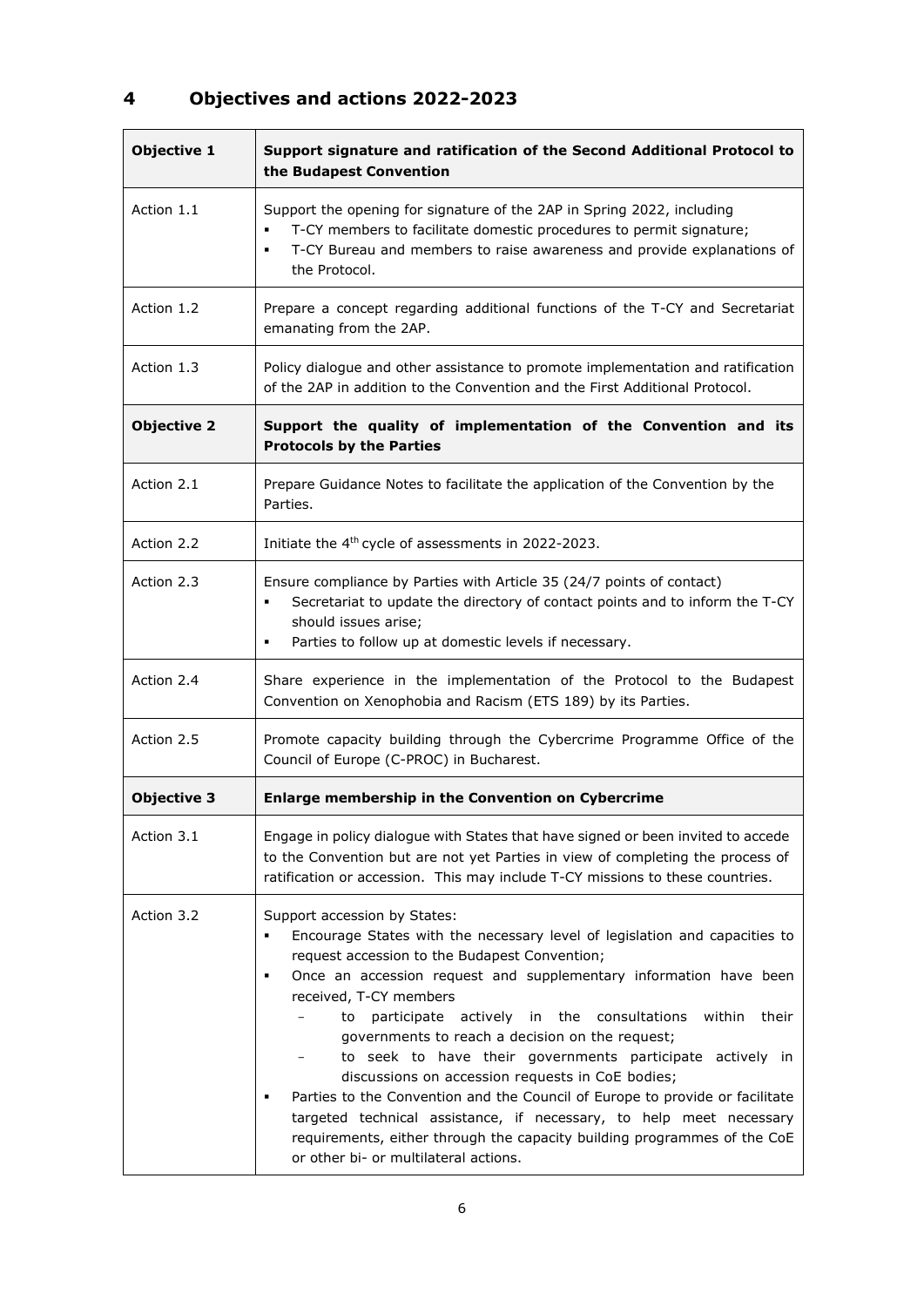# 4 Objectives and actions 2022-2023

| **Objective 1** | **Support signature and ratification of the Second Additional Protocol to the Budapest Convention** |
|---|---|
| Action 1.1 | Support the opening for signature of the 2AP in Spring 2022, including<br>▪ T-CY members to facilitate domestic procedures to permit signature;<br>▪ T-CY Bureau and members to raise awareness and provide explanations of the Protocol. |
| Action 1.2 | Prepare a concept regarding additional functions of the T-CY and Secretariat emanating from the 2AP. |
| Action 1.3 | Policy dialogue and other assistance to promote implementation and ratification of the 2AP in addition to the Convention and the First Additional Protocol. |
| **Objective 2** | **Support the quality of implementation of the Convention and its Protocols by the Parties** |
| Action 2.1 | Prepare Guidance Notes to facilitate the application of the Convention by the Parties. |
| Action 2.2 | Initiate the 4th cycle of assessments in 2022-2023. |
| Action 2.3 | Ensure compliance by Parties with Article 35 (24/7 points of contact)<br>▪ Secretariat to update the directory of contact points and to inform the T-CY should issues arise;<br>▪ Parties to follow up at domestic levels if necessary. |
| Action 2.4 | Share experience in the implementation of the Protocol to the Budapest Convention on Xenophobia and Racism (ETS 189) by its Parties. |
| Action 2.5 | Promote capacity building through the Cybercrime Programme Office of the Council of Europe (C-PROC) in Bucharest. |
| **Objective 3** | **Enlarge membership in the Convention on Cybercrime** |
| Action 3.1 | Engage in policy dialogue with States that have signed or been invited to accede to the Convention but are not yet Parties in view of completing the process of ratification or accession. This may include T-CY missions to these countries. |
| Action 3.2 | Support accession by States:<br>▪ Encourage States with the necessary level of legislation and capacities to request accession to the Budapest Convention;<br>▪ Once an accession request and supplementary information have been received, T-CY members<br>&nbsp;&nbsp;&nbsp;&nbsp;– to participate actively in the consultations within their governments to reach a decision on the request;<br>&nbsp;&nbsp;&nbsp;&nbsp;– to seek to have their governments participate actively in discussions on accession requests in CoE bodies;<br>▪ Parties to the Convention and the Council of Europe to provide or facilitate targeted technical assistance, if necessary, to help meet necessary requirements, either through the capacity building programmes of the CoE or other bi- or multilateral actions. |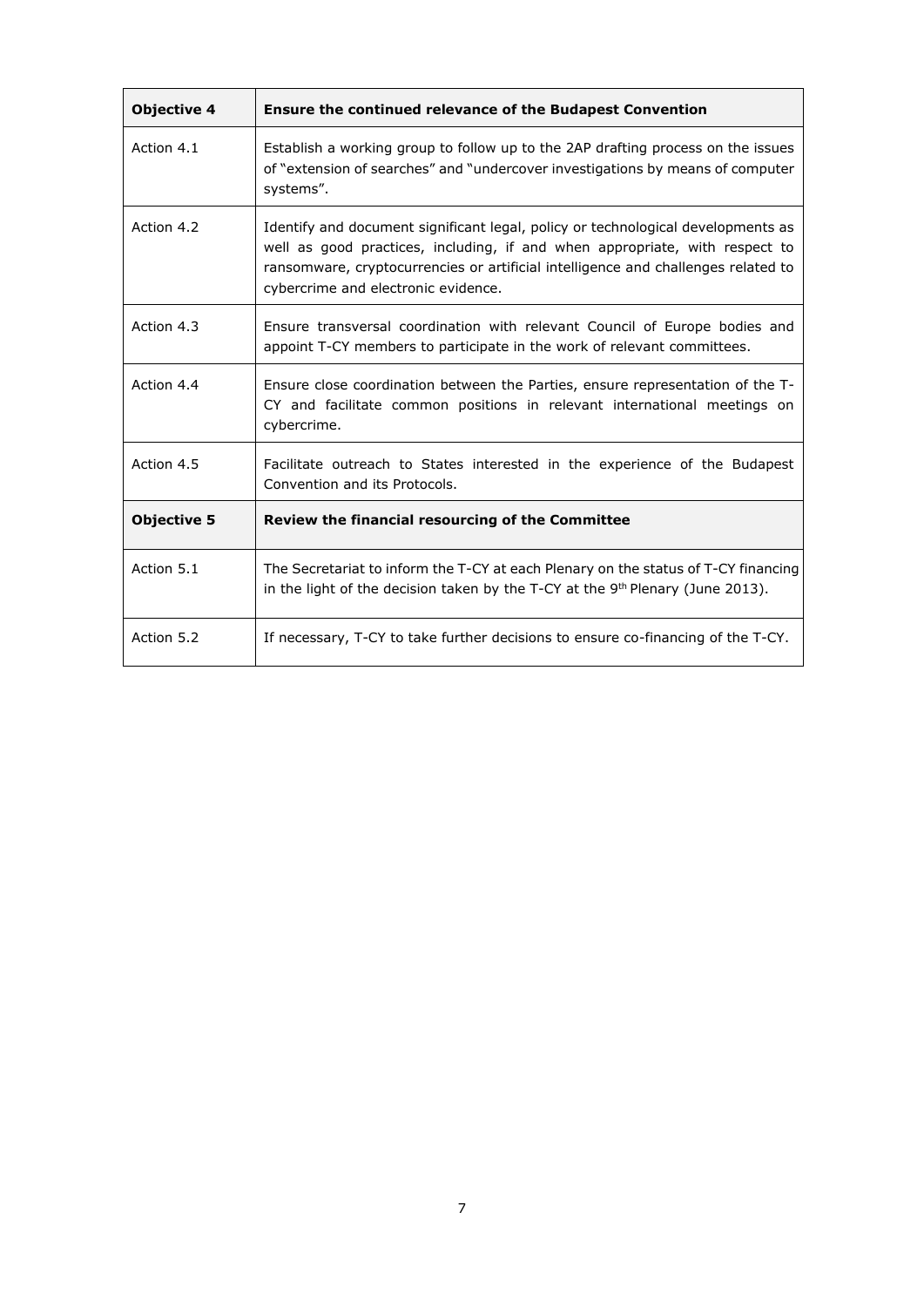| **Objective 4** | **Ensure the continued relevance of the Budapest Convention** |
|---|---|
| Action 4.1 | Establish a working group to follow up to the 2AP drafting process on the issues of "extension of searches" and "undercover investigations by means of computer systems". |
| Action 4.2 | Identify and document significant legal, policy or technological developments as well as good practices, including, if and when appropriate, with respect to ransomware, cryptocurrencies or artificial intelligence and challenges related to cybercrime and electronic evidence. |
| Action 4.3 | Ensure transversal coordination with relevant Council of Europe bodies and appoint T-CY members to participate in the work of relevant committees. |
| Action 4.4 | Ensure close coordination between the Parties, ensure representation of the T-CY and facilitate common positions in relevant international meetings on cybercrime. |
| Action 4.5 | Facilitate outreach to States interested in the experience of the Budapest Convention and its Protocols. |
| **Objective 5** | **Review the financial resourcing of the Committee** |
| Action 5.1 | The Secretariat to inform the T-CY at each Plenary on the status of T-CY financing in the light of the decision taken by the T-CY at the 9th Plenary (June 2013). |
| Action 5.2 | If necessary, T-CY to take further decisions to ensure co-financing of the T-CY. |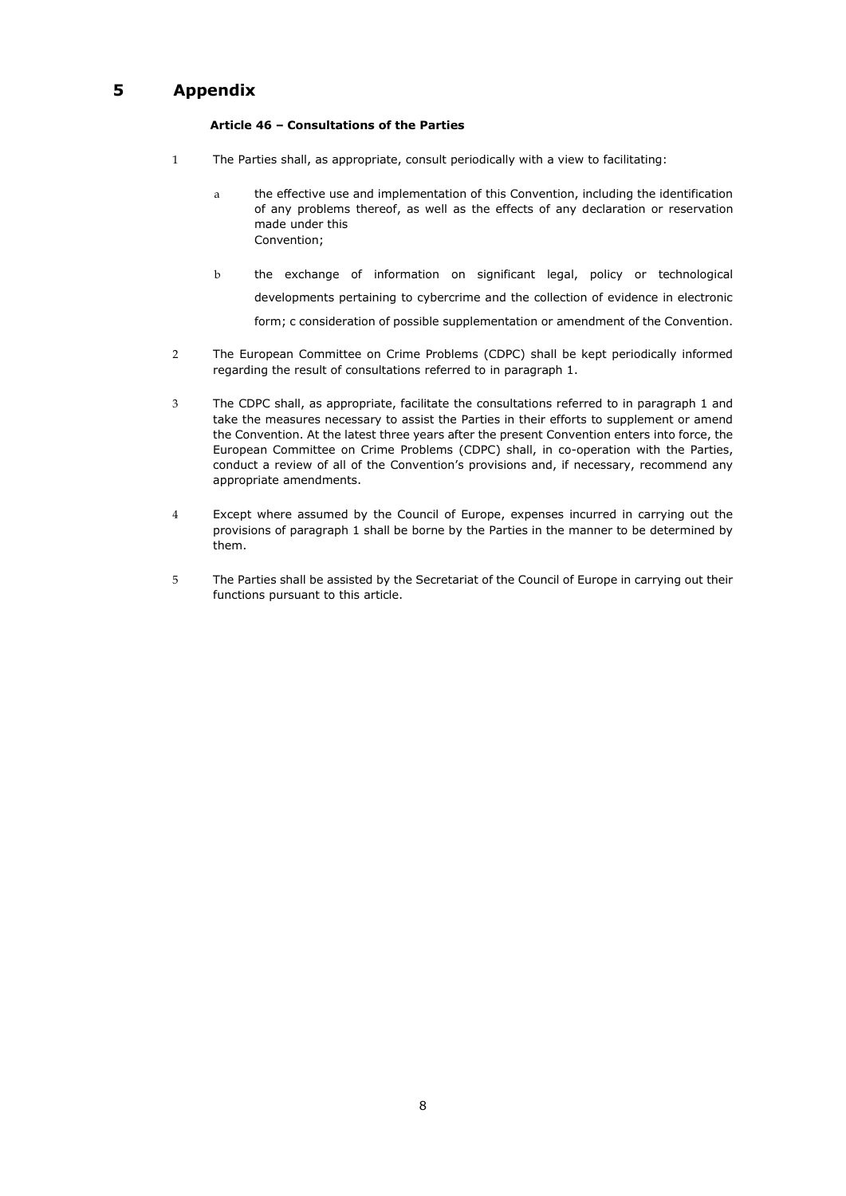# 5 Appendix

**Article 46 – Consultations of the Parties**

1. The Parties shall, as appropriate, consult periodically with a view to facilitating:

   a. the effective use and implementation of this Convention, including the identification of any problems thereof, as well as the effects of any declaration or reservation made under this Convention;

   b. the exchange of information on significant legal, policy or technological developments pertaining to cybercrime and the collection of evidence in electronic form; c consideration of possible supplementation or amendment of the Convention.

2. The European Committee on Crime Problems (CDPC) shall be kept periodically informed regarding the result of consultations referred to in paragraph 1.

3. The CDPC shall, as appropriate, facilitate the consultations referred to in paragraph 1 and take the measures necessary to assist the Parties in their efforts to supplement or amend the Convention. At the latest three years after the present Convention enters into force, the European Committee on Crime Problems (CDPC) shall, in co-operation with the Parties, conduct a review of all of the Convention's provisions and, if necessary, recommend any appropriate amendments.

4. Except where assumed by the Council of Europe, expenses incurred in carrying out the provisions of paragraph 1 shall be borne by the Parties in the manner to be determined by them.

5. The Parties shall be assisted by the Secretariat of the Council of Europe in carrying out their functions pursuant to this article.